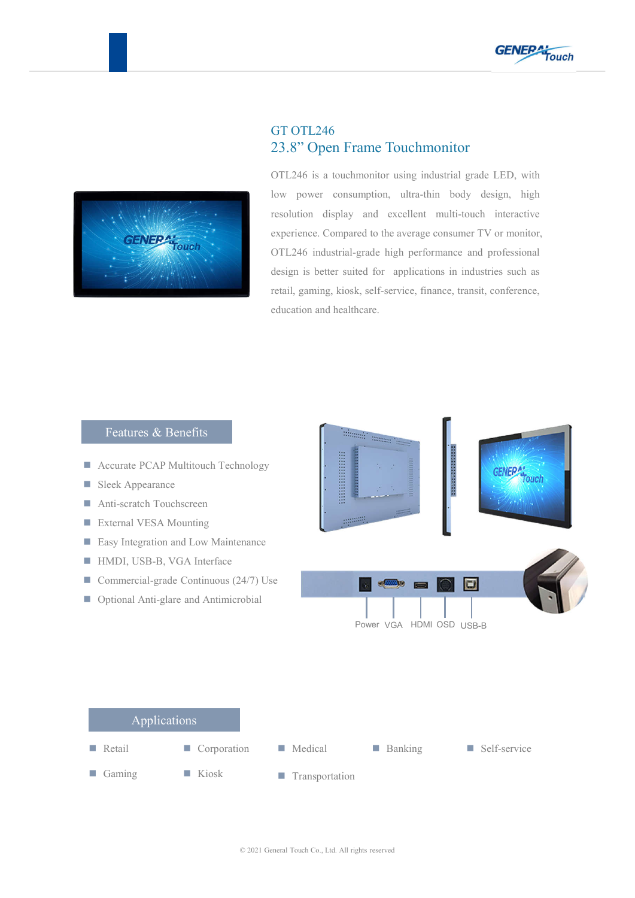# GT OTL246

## 23.8" Open Frame Touchmonitor

OTL246 is a touchmonitor using industrial grade LED, with low power consumption, ultra-thin body design, high resolution display and excellent multi-touch interactive experience. Compared to the average consumer TV or monitor, OTL246 industrial-grade high performance and professional design is better suited for applications in industries such as retail, gaming, kiosk, self-service, finance, transit, conference, education and healthcare.

## Features & Benefits

- Accurate PCAP Multitouch Technology
- Sleek Appearance
- Anti-scratch Touchscreen
- External VESA Mounting
- Easy Integration and Low Maintenance
- HMDI, USB-B, VGA Interface
- Commercial-grade Continuous (24/7) Use
- Optional Anti-glare and Antimicrobial

Power VGA HDMI OSD USB-B

## Applications

- Retail
- Corporation
- Medical
- Banking
- Self-service
- Gaming
- Kiosk
- Transportation

© 2021 General Touch Co., Ltd. All rights reserved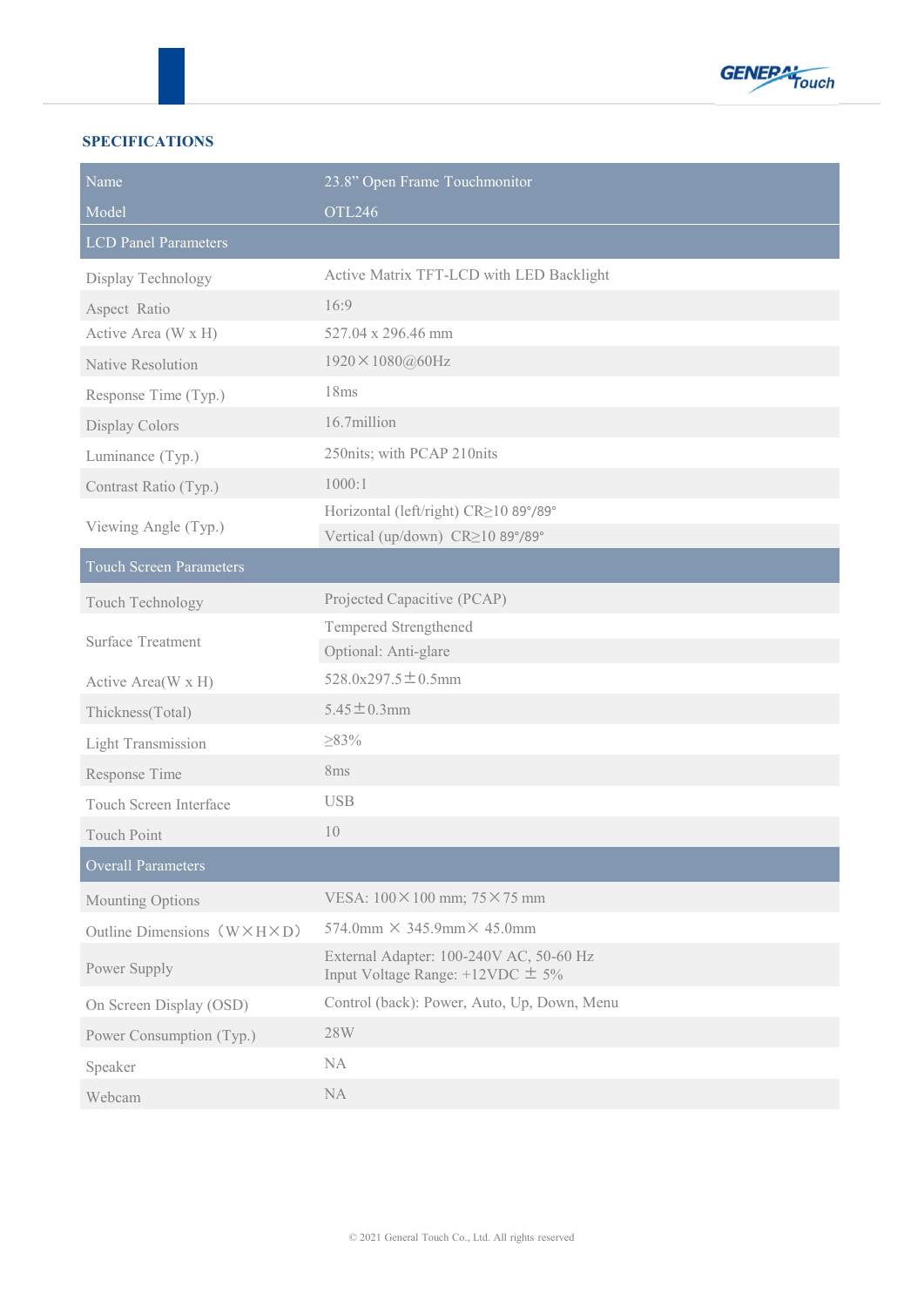## SPECIFICATIONS

| Name | 23.8” Open Frame Touchmonitor |
|---|---|
| Model | OTL246 |
| **LCD Panel Parameters** | |
| Display Technology | Active Matrix TFT-LCD with LED Backlight |
| Aspect Ratio | 16:9 |
| Active Area (W x H) | 527.04 x 296.46 mm |
| Native Resolution | 1920×1080@60Hz |
| Response Time (Typ.) | 18ms |
| Display Colors | 16.7million |
| Luminance (Typ.) | 250nits; with PCAP 210nits |
| Contrast Ratio (Typ.) | 1000:1 |
| Viewing Angle (Typ.) | Horizontal (left/right) CR≥10 89°/89°<br>Vertical (up/down) CR≥10 89°/89° |
| **Touch Screen Parameters** | |
| Touch Technology | Projected Capacitive (PCAP) |
| Surface Treatment | Tempered Strengthened<br>Optional: Anti-glare |
| Active Area(W x H) | 528.0x297.5±0.5mm |
| Thickness(Total) | 5.45±0.3mm |
| Light Transmission | ≥83% |
| Response Time | 8ms |
| Touch Screen Interface | USB |
| Touch Point | 10 |
| **Overall Parameters** | |
| Mounting Options | VESA: 100×100 mm; 75×75 mm |
| Outline Dimensions（W×H×D） | 574.0mm × 345.9mm× 45.0mm |
| Power Supply | External Adapter: 100-240V AC, 50-60 Hz<br>Input Voltage Range: +12VDC ± 5% |
| On Screen Display (OSD) | Control (back): Power, Auto, Up, Down, Menu |
| Power Consumption (Typ.) | 28W |
| Speaker | NA |
| Webcam | NA |

© 2021 General Touch Co., Ltd. All rights reserved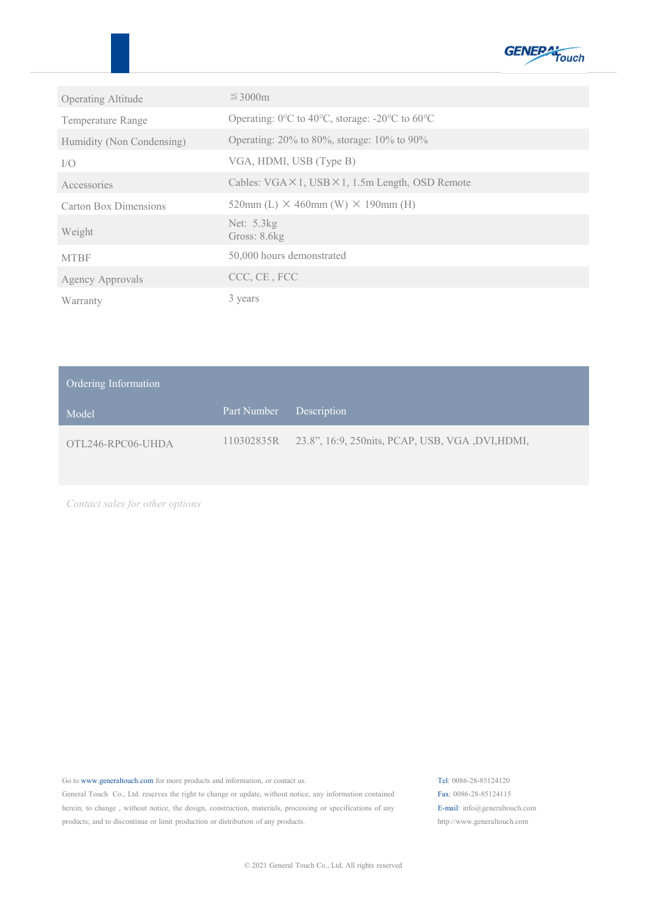| | |
|---|---|
| Operating Altitude | ≦3000m |
| Temperature Range | Operating: 0°C to 40°C, storage: -20°C to 60°C |
| Humidity (Non Condensing) | Operating: 20% to 80%, storage: 10% to 90% |
| I/O | VGA, HDMI, USB (Type B) |
| Accessories | Cables: VGA×1, USB×1, 1.5m Length, OSD Remote |
| Carton Box Dimensions | 520mm (L) × 460mm (W) × 190mm (H) |
| Weight | Net: 5.3kg<br>Gross: 8.6kg |
| MTBF | 50,000 hours demonstrated |
| Agency Approvals | CCC, CE , FCC |
| Warranty | 3 years |

## Ordering Information

| Model | Part Number | Description |
|---|---|---|
| OTL246-RPC06-UHDA | 110302835R | 23.8”, 16:9, 250nits, PCAP, USB, VGA ,DVI,HDMI, |

*Contact sales for other options*

Go to www.generaltouch.com for more products and information, or contact us.
General Touch Co., Ltd. reserves the right to change or update, without notice, any information contained herein; to change , without notice, the design, construction, materials, processing or specifications of any products; and to discontinue or limit production or distribution of any products.

Tel: 0086-28-85124120
Fax: 0086-28-85124115
E-mail: info@generaltouch.com
http://www.generaltouch.com

© 2021 General Touch Co., Ltd. All rights reserved